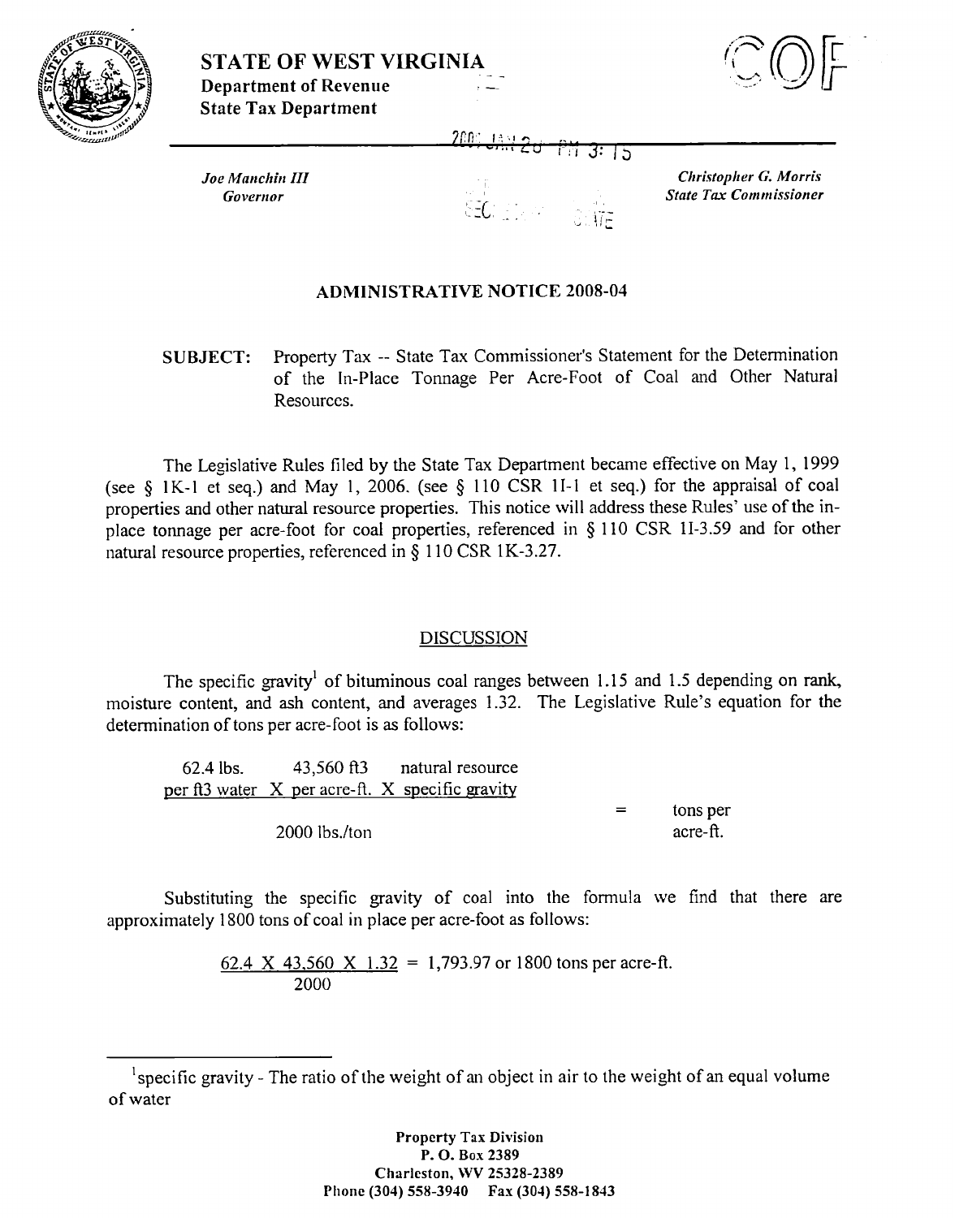**STATE OF WEST VIRGINIA**
**Department of Revenue**
**State Tax Department**

COPY

*Joe Manchin III*
*Governor*

*Christopher G. Morris*
*State Tax Commissioner*

## ADMINISTRATIVE NOTICE 2008-04

**SUBJECT:** Property Tax -- State Tax Commissioner's Statement for the Determination of the In-Place Tonnage Per Acre-Foot of Coal and Other Natural Resources.

The Legislative Rules filed by the State Tax Department became effective on May 1, 1999 (see § 1K-1 et seq.) and May 1, 2006. (see § 110 CSR 1I-1 et seq.) for the appraisal of coal properties and other natural resource properties. This notice will address these Rules' use of the in-place tonnage per acre-foot for coal properties, referenced in § 110 CSR 1I-3.59 and for other natural resource properties, referenced in § 110 CSR 1K-3.27.

### DISCUSSION

The specific gravity[1] of bituminous coal ranges between 1.15 and 1.5 depending on rank, moisture content, and ash content, and averages 1.32. The Legislative Rule's equation for the determination of tons per acre-foot is as follows:

$$\frac{62.4 \text{ lbs. per ft3 water} \times 43{,}560 \text{ ft3 per acre-ft.} \times \text{natural resource specific gravity}}{2000 \text{ lbs./ton}} = \text{tons per acre-ft.}$$

Substituting the specific gravity of coal into the formula we find that there are approximately 1800 tons of coal in place per acre-foot as follows:

$$\frac{62.4 \times 43{,}560 \times 1.32}{2000} = 1{,}793.97 \text{ or } 1800 \text{ tons per acre-ft.}$$

[1] specific gravity - The ratio of the weight of an object in air to the weight of an equal volume of water

Property Tax Division
P. O. Box 2389
Charleston, WV 25328-2389
Phone (304) 558-3940 Fax (304) 558-1843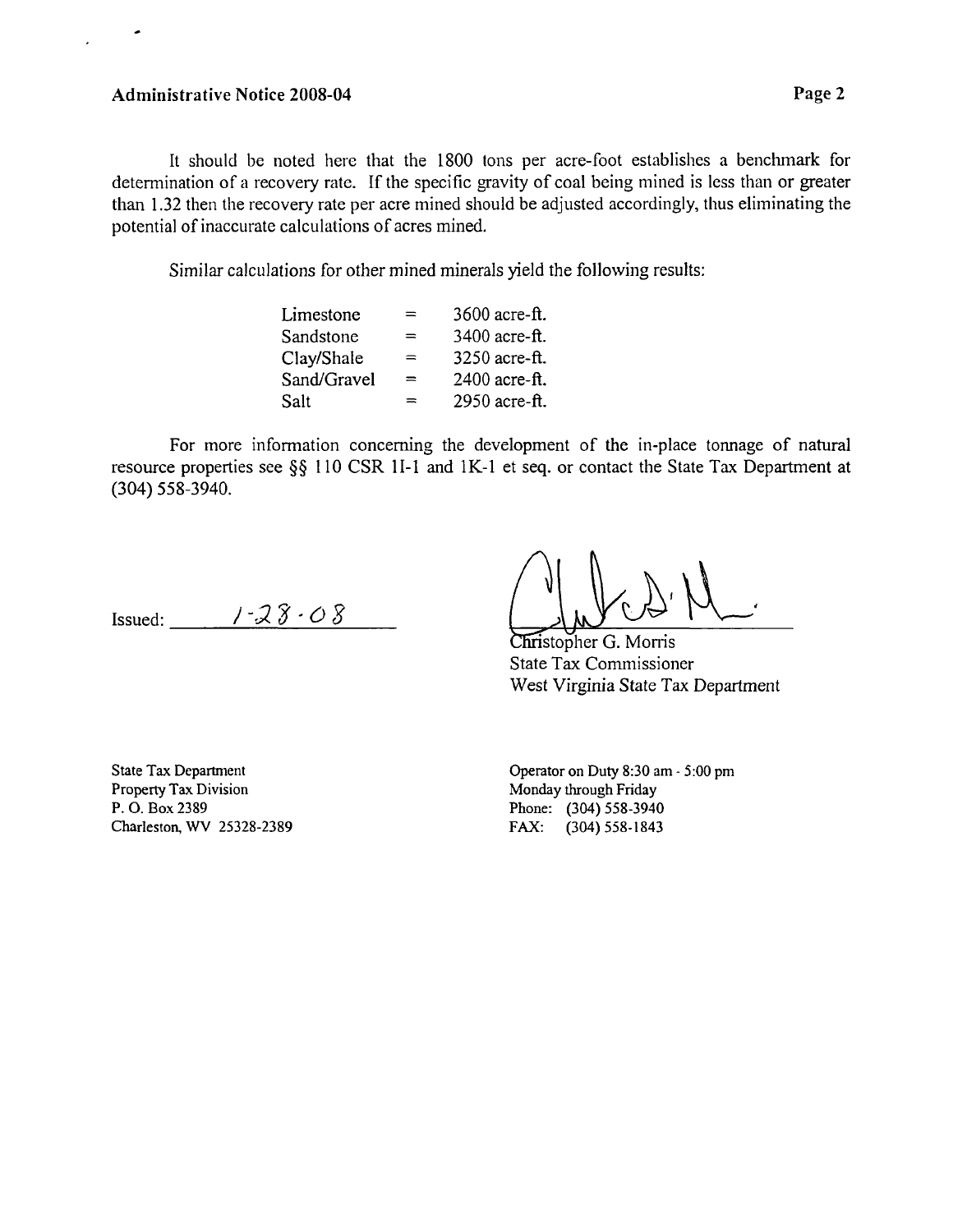It should be noted here that the 1800 tons per acre-foot establishes a benchmark for determination of a recovery rate. If the specific gravity of coal being mined is less than or greater than 1.32 then the recovery rate per acre mined should be adjusted accordingly, thus eliminating the potential of inaccurate calculations of acres mined.

Similar calculations for other mined minerals yield the following results:

| | | |
|---|---|---|
| Limestone | = | 3600 acre-ft. |
| Sandstone | = | 3400 acre-ft. |
| Clay/Shale | = | 3250 acre-ft. |
| Sand/Gravel | = | 2400 acre-ft. |
| Salt | = | 2950 acre-ft. |

For more information concerning the development of the in-place tonnage of natural resource properties see §§ 110 CSR 1I-1 and 1K-1 et seq. or contact the State Tax Department at (304) 558-3940.

Issued: 1-28-08

Christopher G. Morris
State Tax Commissioner
West Virginia State Tax Department

State Tax Department
Property Tax Division
P. O. Box 2389
Charleston, WV 25328-2389

Operator on Duty 8:30 am - 5:00 pm
Monday through Friday
Phone: (304) 558-3940
FAX: (304) 558-1843